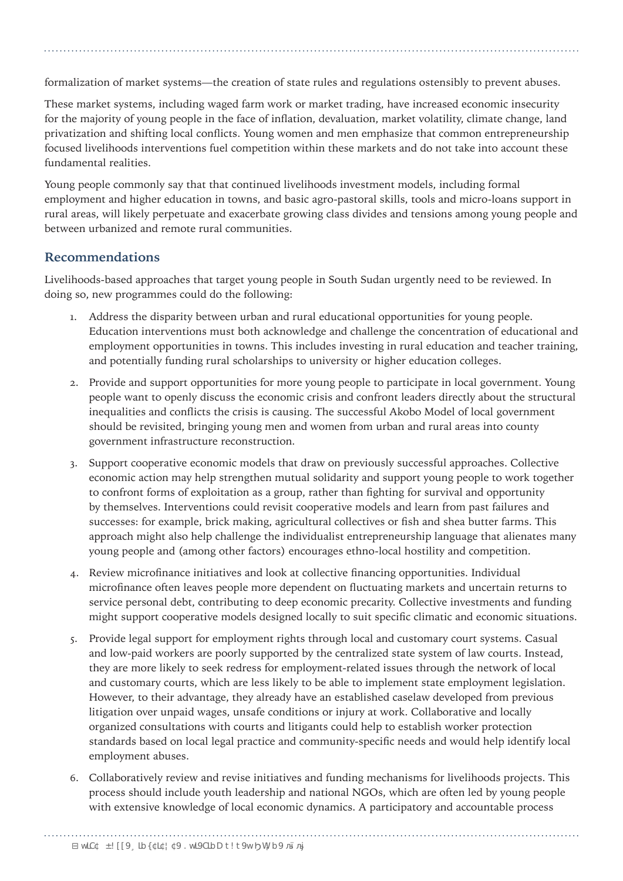formalization of market systems—the creation of state rules and regulations ostensibly to prevent abuses.

These market systems, including waged farm work or market trading, have increased economic insecurity for the majority of young people in the face of inflation, devaluation, market volatility, climate change, land privatization and shifting local conflicts. Young women and men emphasize that common entrepreneurship focused livelihoods interventions fuel competition within these markets and do not take into account these fundamental realities.

Young people commonly say that that continued livelihoods investment models, including formal employment and higher education in towns, and basic agro-pastoral skills, tools and micro-loans support in rural areas, will likely perpetuate and exacerbate growing class divides and tensions among young people and between urbanized and remote rural communities.

## Recommendations

Livelihoods-based approaches that target young people in South Sudan urgently need to be reviewed. In doing so, new programmes could do the following:

1. Address the disparity between urban and rural educational opportunities for young people. Education interventions must both acknowledge and challenge the concentration of educational and employment opportunities in towns. This includes investing in rural education and teacher training, and potentially funding rural scholarships to university or higher education colleges.
2. Provide and support opportunities for more young people to participate in local government. Young people want to openly discuss the economic crisis and confront leaders directly about the structural inequalities and conflicts the crisis is causing. The successful Akobo Model of local government should be revisited, bringing young men and women from urban and rural areas into county government infrastructure reconstruction.
3. Support cooperative economic models that draw on previously successful approaches. Collective economic action may help strengthen mutual solidarity and support young people to work together to confront forms of exploitation as a group, rather than fighting for survival and opportunity by themselves. Interventions could revisit cooperative models and learn from past failures and successes: for example, brick making, agricultural collectives or fish and shea butter farms. This approach might also help challenge the individualist entrepreneurship language that alienates many young people and (among other factors) encourages ethno-local hostility and competition.
4. Review microfinance initiatives and look at collective financing opportunities. Individual microfinance often leaves people more dependent on fluctuating markets and uncertain returns to service personal debt, contributing to deep economic precarity. Collective investments and funding might support cooperative models designed locally to suit specific climatic and economic situations.
5. Provide legal support for employment rights through local and customary court systems. Casual and low-paid workers are poorly supported by the centralized state system of law courts. Instead, they are more likely to seek redress for employment-related issues through the network of local and customary courts, which are less likely to be able to implement state employment legislation. However, to their advantage, they already have an established caselaw developed from previous litigation over unpaid wages, unsafe conditions or injury at work. Collaborative and locally organized consultations with courts and litigants could help to establish worker protection standards based on local legal practice and community-specific needs and would help identify local employment abuses.
6. Collaboratively review and revise initiatives and funding mechanisms for livelihoods projects. This process should include youth leadership and national NGOs, which are often led by young people with extensive knowledge of local economic dynamics. A participatory and accountable process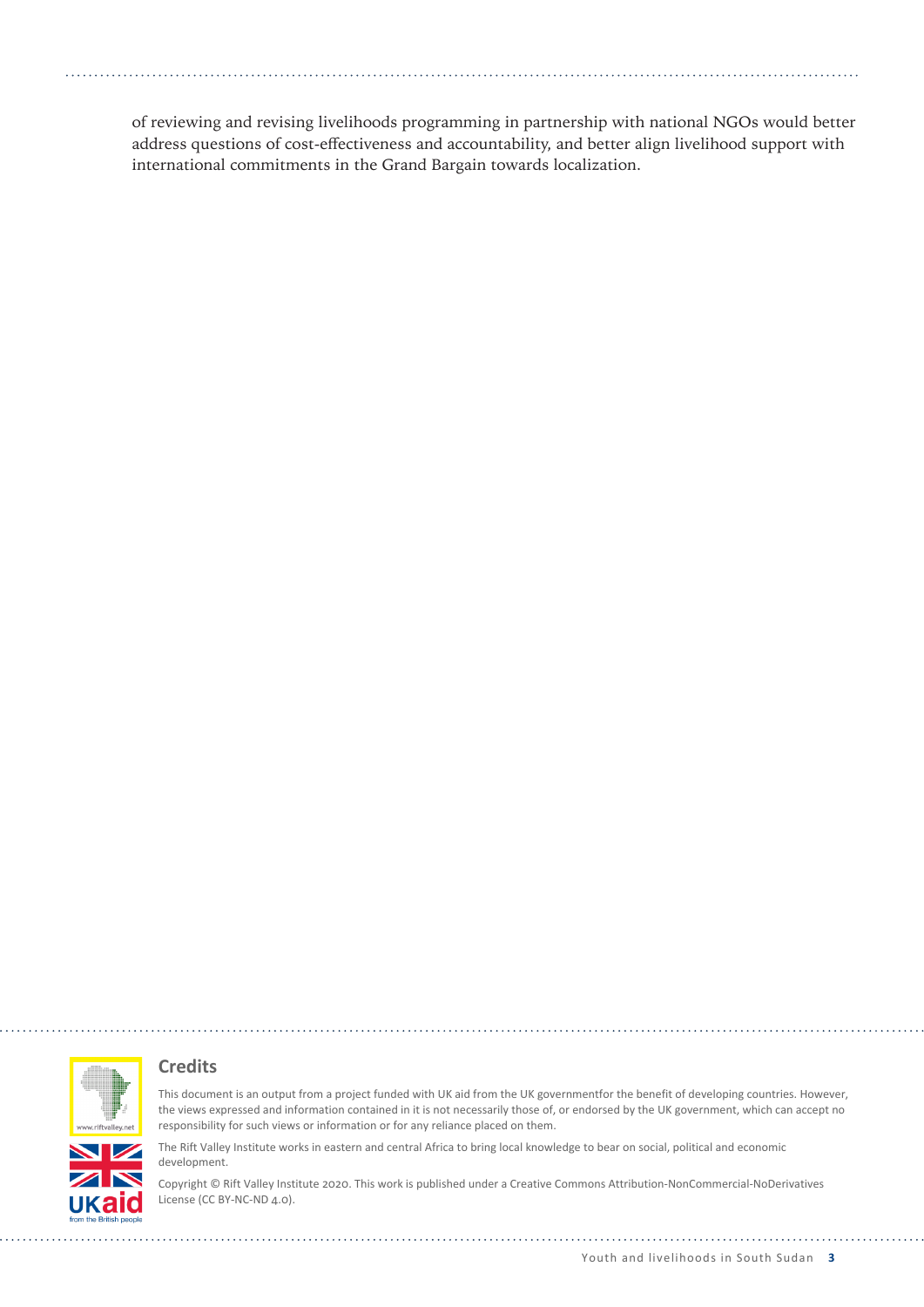of reviewing and revising livelihoods programming in partnership with national NGOs would better address questions of cost-effectiveness and accountability, and better align livelihood support with international commitments in the Grand Bargain towards localization.

## Credits

This document is an output from a project funded with UK aid from the UK governmentfor the benefit of developing countries. However, the views expressed and information contained in it is not necessarily those of, or endorsed by the UK government, which can accept no responsibility for such views or information or for any reliance placed on them.

The Rift Valley Institute works in eastern and central Africa to bring local knowledge to bear on social, political and economic development.

Copyright © Rift Valley Institute 2020. This work is published under a Creative Commons Attribution-NonCommercial-NoDerivatives License (CC BY-NC-ND 4.0).